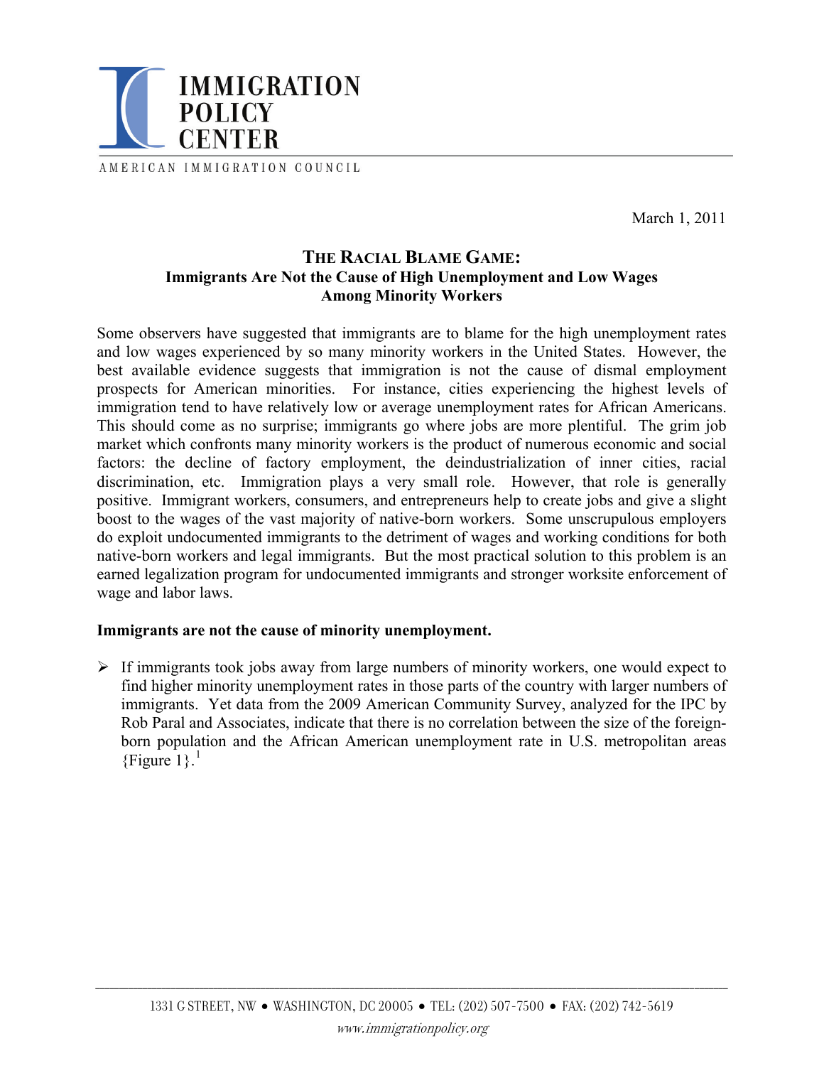IMMIGRATION POLICY CENTER

AMERICAN IMMIGRATION COUNCIL

March 1, 2011

# THE RACIAL BLAME GAME:
## Immigrants Are Not the Cause of High Unemployment and Low Wages Among Minority Workers

Some observers have suggested that immigrants are to blame for the high unemployment rates and low wages experienced by so many minority workers in the United States. However, the best available evidence suggests that immigration is not the cause of dismal employment prospects for American minorities. For instance, cities experiencing the highest levels of immigration tend to have relatively low or average unemployment rates for African Americans. This should come as no surprise; immigrants go where jobs are more plentiful. The grim job market which confronts many minority workers is the product of numerous economic and social factors: the decline of factory employment, the deindustrialization of inner cities, racial discrimination, etc. Immigration plays a very small role. However, that role is generally positive. Immigrant workers, consumers, and entrepreneurs help to create jobs and give a slight boost to the wages of the vast majority of native-born workers. Some unscrupulous employers do exploit undocumented immigrants to the detriment of wages and working conditions for both native-born workers and legal immigrants. But the most practical solution to this problem is an earned legalization program for undocumented immigrants and stronger worksite enforcement of wage and labor laws.

**Immigrants are not the cause of minority unemployment.**

- If immigrants took jobs away from large numbers of minority workers, one would expect to find higher minority unemployment rates in those parts of the country with larger numbers of immigrants. Yet data from the 2009 American Community Survey, analyzed for the IPC by Rob Paral and Associates, indicate that there is no correlation between the size of the foreign-born population and the African American unemployment rate in U.S. metropolitan areas {Figure 1}.[1]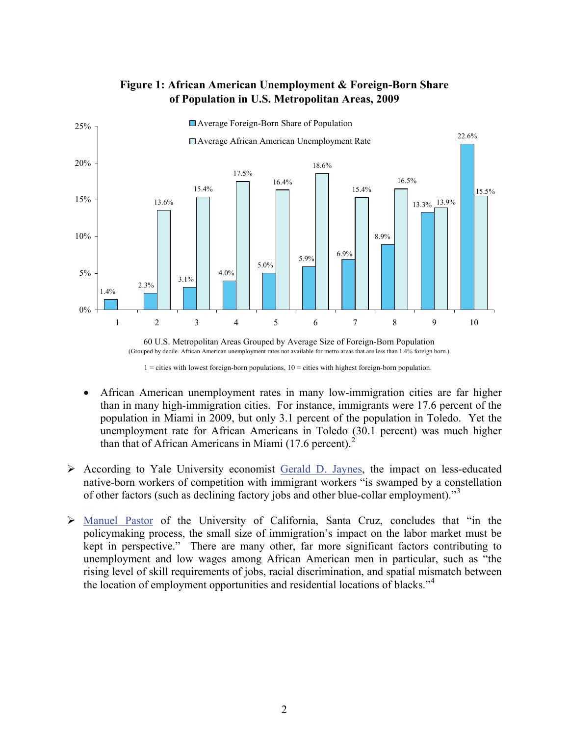**Figure 1: African American Unemployment & Foreign-Born Share of Population in U.S. Metropolitan Areas, 2009**

| Decile | Average Foreign-Born Share of Population | Average African American Unemployment Rate |
|---|---|---|
| 1 | 1.4% | |
| 2 | 2.3% | 13.6% |
| 3 | 3.1% | 15.4% |
| 4 | 4.0% | 17.5% |
| 5 | 5.0% | 16.4% |
| 6 | 5.9% | 18.6% |
| 7 | 6.9% | 15.4% |
| 8 | 8.9% | 16.5% |
| 9 | 13.3% | 13.9% |
| 10 | 22.6% | 15.5% |

60 U.S. Metropolitan Areas Grouped by Average Size of Foreign-Born Population
(Grouped by decile. African American unemployment rates not available for metro areas that are less than 1.4% foreign born.)

1 = cities with lowest foreign-born populations, 10 = cities with highest foreign-born population.

- African American unemployment rates in many low-immigration cities are far higher than in many high-immigration cities. For instance, immigrants were 17.6 percent of the population in Miami in 2009, but only 3.1 percent of the population in Toledo. Yet the unemployment rate for African Americans in Toledo (30.1 percent) was much higher than that of African Americans in Miami (17.6 percent).[2]

- According to Yale University economist Gerald D. Jaynes, the impact on less-educated native-born workers of competition with immigrant workers "is swamped by a constellation of other factors (such as declining factory jobs and other blue-collar employment)."[3]

- Manuel Pastor of the University of California, Santa Cruz, concludes that "in the policymaking process, the small size of immigration's impact on the labor market must be kept in perspective." There are many other, far more significant factors contributing to unemployment and low wages among African American men in particular, such as "the rising level of skill requirements of jobs, racial discrimination, and spatial mismatch between the location of employment opportunities and residential locations of blacks."[4]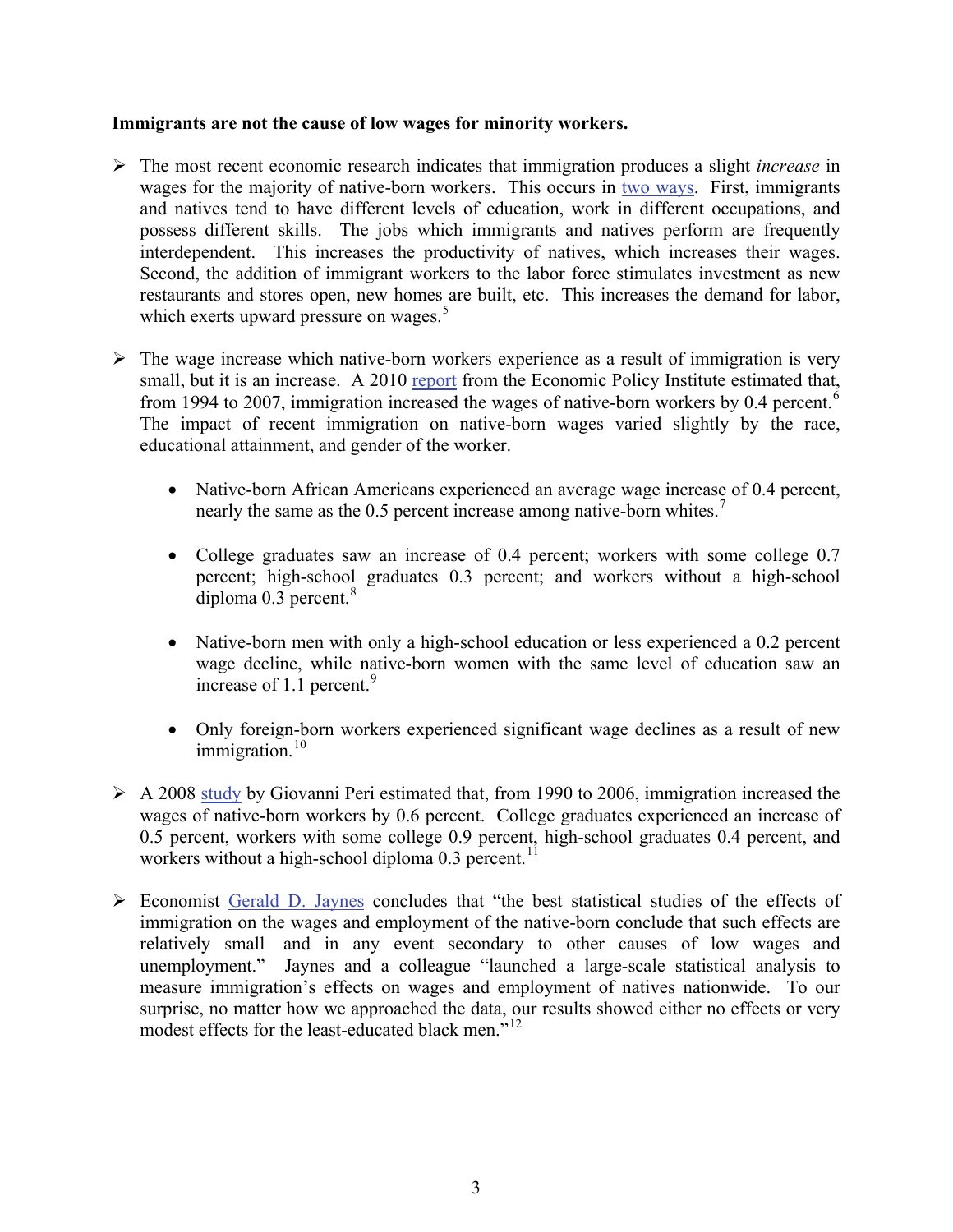**Immigrants are not the cause of low wages for minority workers.**

- The most recent economic research indicates that immigration produces a slight *increase* in wages for the majority of native-born workers. This occurs in two ways. First, immigrants and natives tend to have different levels of education, work in different occupations, and possess different skills. The jobs which immigrants and natives perform are frequently interdependent. This increases the productivity of natives, which increases their wages. Second, the addition of immigrant workers to the labor force stimulates investment as new restaurants and stores open, new homes are built, etc. This increases the demand for labor, which exerts upward pressure on wages.[5]

- The wage increase which native-born workers experience as a result of immigration is very small, but it is an increase. A 2010 report from the Economic Policy Institute estimated that, from 1994 to 2007, immigration increased the wages of native-born workers by 0.4 percent.[6] The impact of recent immigration on native-born wages varied slightly by the race, educational attainment, and gender of the worker.

    - Native-born African Americans experienced an average wage increase of 0.4 percent, nearly the same as the 0.5 percent increase among native-born whites.[7]

    - College graduates saw an increase of 0.4 percent; workers with some college 0.7 percent; high-school graduates 0.3 percent; and workers without a high-school diploma 0.3 percent.[8]

    - Native-born men with only a high-school education or less experienced a 0.2 percent wage decline, while native-born women with the same level of education saw an increase of 1.1 percent.[9]

    - Only foreign-born workers experienced significant wage declines as a result of new immigration.[10]

- A 2008 study by Giovanni Peri estimated that, from 1990 to 2006, immigration increased the wages of native-born workers by 0.6 percent. College graduates experienced an increase of 0.5 percent, workers with some college 0.9 percent, high-school graduates 0.4 percent, and workers without a high-school diploma 0.3 percent.[11]

- Economist Gerald D. Jaynes concludes that "the best statistical studies of the effects of immigration on the wages and employment of the native-born conclude that such effects are relatively small—and in any event secondary to other causes of low wages and unemployment." Jaynes and a colleague "launched a large-scale statistical analysis to measure immigration's effects on wages and employment of natives nationwide. To our surprise, no matter how we approached the data, our results showed either no effects or very modest effects for the least-educated black men."[12]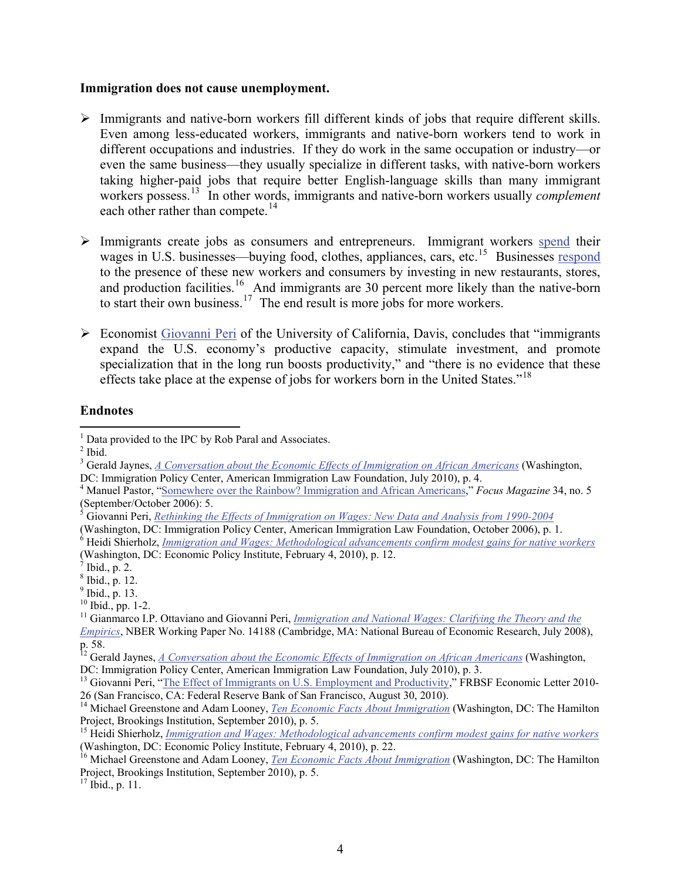**Immigration does not cause unemployment.**

- Immigrants and native-born workers fill different kinds of jobs that require different skills. Even among less-educated workers, immigrants and native-born workers tend to work in different occupations and industries. If they do work in the same occupation or industry—or even the same business—they usually specialize in different tasks, with native-born workers taking higher-paid jobs that require better English-language skills than many immigrant workers possess.[13] In other words, immigrants and native-born workers usually *complement* each other rather than compete.[14]

- Immigrants create jobs as consumers and entrepreneurs. Immigrant workers spend their wages in U.S. businesses—buying food, clothes, appliances, cars, etc.[15] Businesses respond to the presence of these new workers and consumers by investing in new restaurants, stores, and production facilities.[16] And immigrants are 30 percent more likely than the native-born to start their own business.[17] The end result is more jobs for more workers.

- Economist Giovanni Peri of the University of California, Davis, concludes that "immigrants expand the U.S. economy's productive capacity, stimulate investment, and promote specialization that in the long run boosts productivity," and "there is no evidence that these effects take place at the expense of jobs for workers born in the United States."[18]

**Endnotes**

[1] Data provided to the IPC by Rob Paral and Associates.
[2] Ibid.
[3] Gerald Jaynes, *A Conversation about the Economic Effects of Immigration on African Americans* (Washington, DC: Immigration Policy Center, American Immigration Law Foundation, July 2010), p. 4.
[4] Manuel Pastor, "Somewhere over the Rainbow? Immigration and African Americans," *Focus Magazine* 34, no. 5 (September/October 2006): 5.
[5] Giovanni Peri, *Rethinking the Effects of Immigration on Wages: New Data and Analysis from 1990-2004* (Washington, DC: Immigration Policy Center, American Immigration Law Foundation, October 2006), p. 1.
[6] Heidi Shierholz, *Immigration and Wages: Methodological advancements confirm modest gains for native workers* (Washington, DC: Economic Policy Institute, February 4, 2010), p. 12.
[7] Ibid., p. 2.
[8] Ibid., p. 12.
[9] Ibid., p. 13.
[10] Ibid., pp. 1-2.
[11] Gianmarco I.P. Ottaviano and Giovanni Peri, *Immigration and National Wages: Clarifying the Theory and the Empirics*, NBER Working Paper No. 14188 (Cambridge, MA: National Bureau of Economic Research, July 2008), p. 58.
[12] Gerald Jaynes, *A Conversation about the Economic Effects of Immigration on African Americans* (Washington, DC: Immigration Policy Center, American Immigration Law Foundation, July 2010), p. 3.
[13] Giovanni Peri, "The Effect of Immigrants on U.S. Employment and Productivity," FRBSF Economic Letter 2010-26 (San Francisco, CA: Federal Reserve Bank of San Francisco, August 30, 2010).
[14] Michael Greenstone and Adam Looney, *Ten Economic Facts About Immigration* (Washington, DC: The Hamilton Project, Brookings Institution, September 2010), p. 5.
[15] Heidi Shierholz, *Immigration and Wages: Methodological advancements confirm modest gains for native workers* (Washington, DC: Economic Policy Institute, February 4, 2010), p. 22.
[16] Michael Greenstone and Adam Looney, *Ten Economic Facts About Immigration* (Washington, DC: The Hamilton Project, Brookings Institution, September 2010), p. 5.
[17] Ibid., p. 11.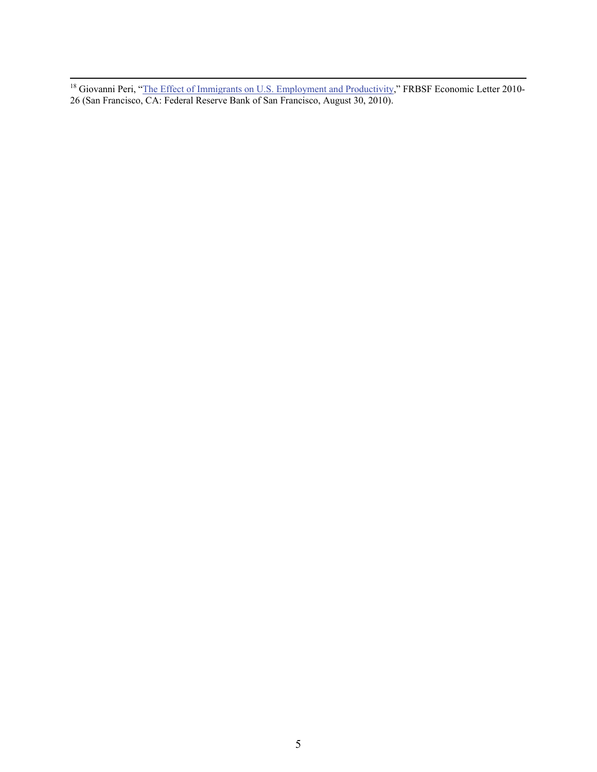[18] Giovanni Peri, "The Effect of Immigrants on U.S. Employment and Productivity," FRBSF Economic Letter 2010-26 (San Francisco, CA: Federal Reserve Bank of San Francisco, August 30, 2010).